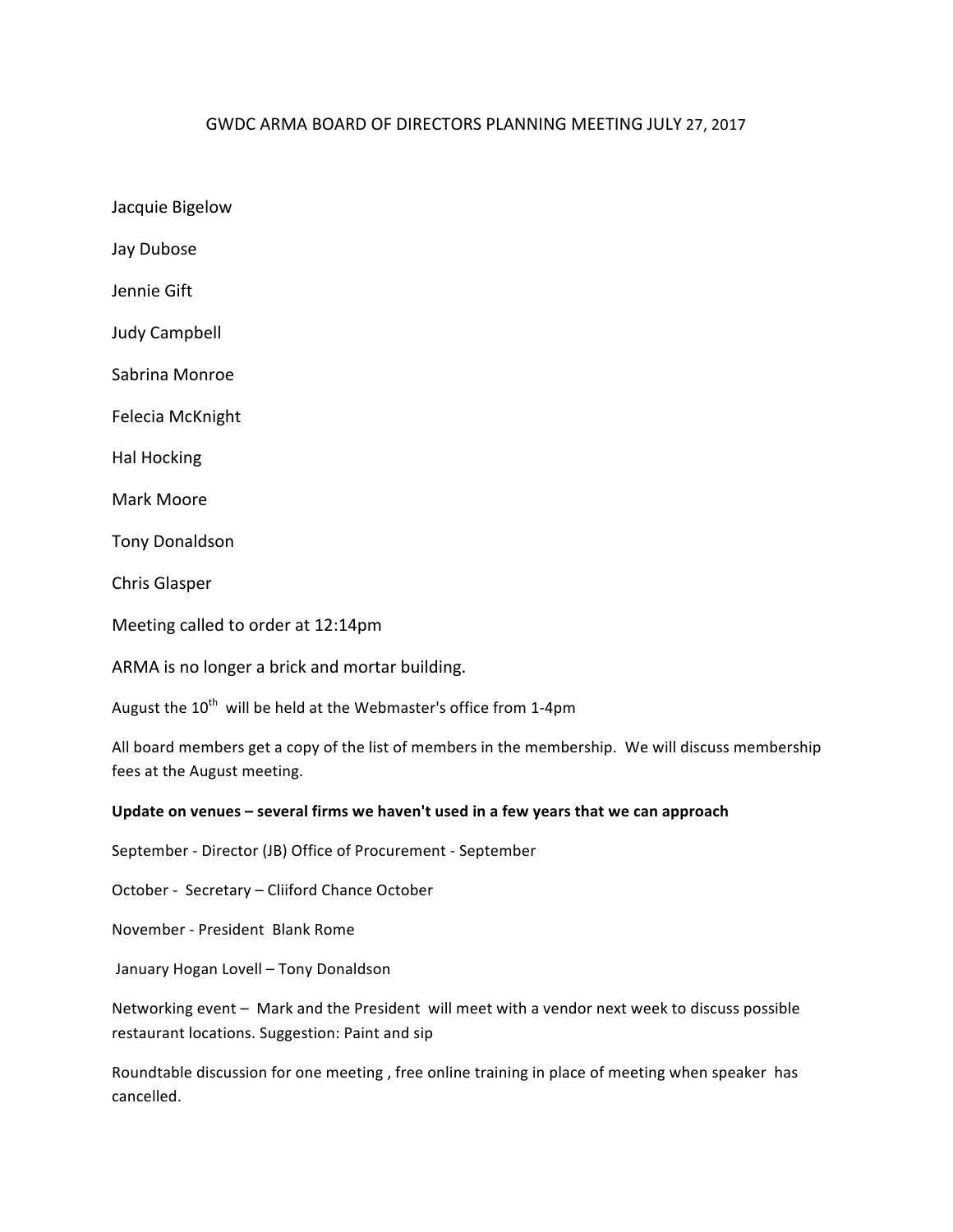# GWDC ARMA BOARD OF DIRECTORS PLANNING MEETING JULY 27, 2017

Jacquie Bigelow

Jay Dubose

Jennie Gift

Judy Campbell

Sabrina Monroe

Felecia McKnight

Hal Hocking

Mark Moore

Tony Donaldson

Chris Glasper

Meeting called to order at 12:14pm

ARMA is no longer a brick and mortar building.

August the 10th will be held at the Webmaster's office from 1-4pm

All board members get a copy of the list of members in the membership. We will discuss membership fees at the August meeting.

**Update on venues – several firms we haven't used in a few years that we can approach**

September - Director (JB) Office of Procurement - September

October - Secretary – Cliiford Chance October

November - President Blank Rome

January Hogan Lovell – Tony Donaldson

Networking event – Mark and the President will meet with a vendor next week to discuss possible restaurant locations. Suggestion: Paint and sip

Roundtable discussion for one meeting , free online training in place of meeting when speaker has cancelled.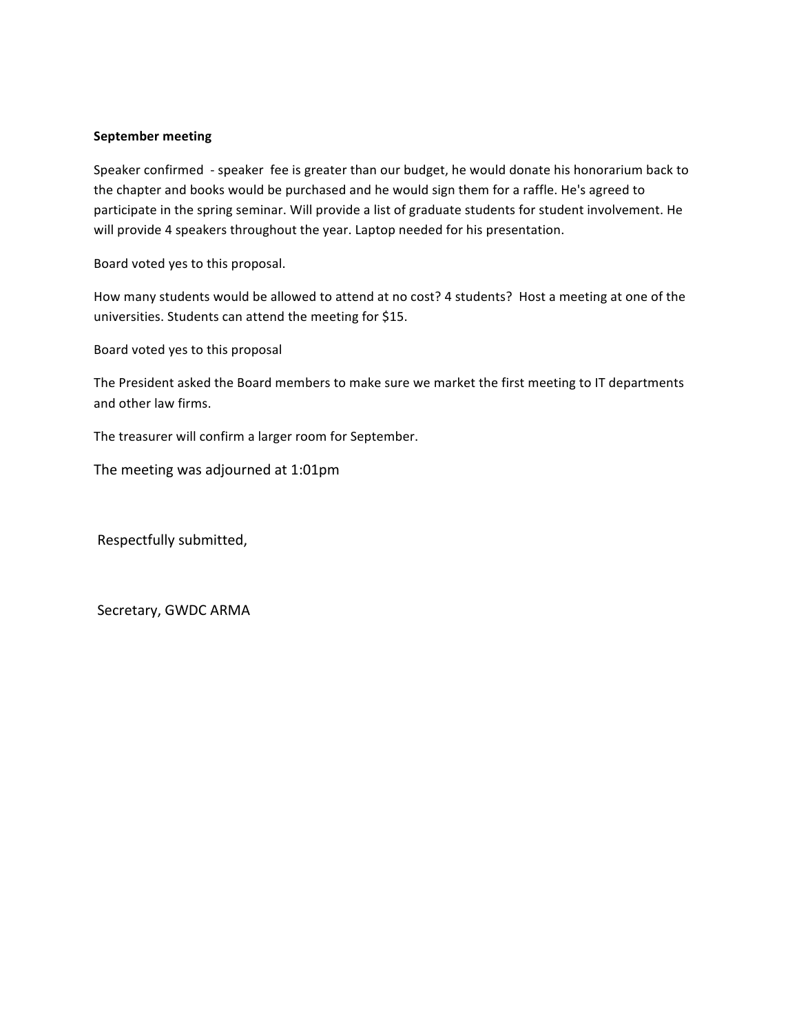**September meeting**

Speaker confirmed - speaker fee is greater than our budget, he would donate his honorarium back to the chapter and books would be purchased and he would sign them for a raffle. He's agreed to participate in the spring seminar. Will provide a list of graduate students for student involvement. He will provide 4 speakers throughout the year. Laptop needed for his presentation.

Board voted yes to this proposal.

How many students would be allowed to attend at no cost? 4 students? Host a meeting at one of the universities. Students can attend the meeting for $15.

Board voted yes to this proposal

The President asked the Board members to make sure we market the first meeting to IT departments and other law firms.

The treasurer will confirm a larger room for September.

The meeting was adjourned at 1:01pm

Respectfully submitted,

Secretary, GWDC ARMA